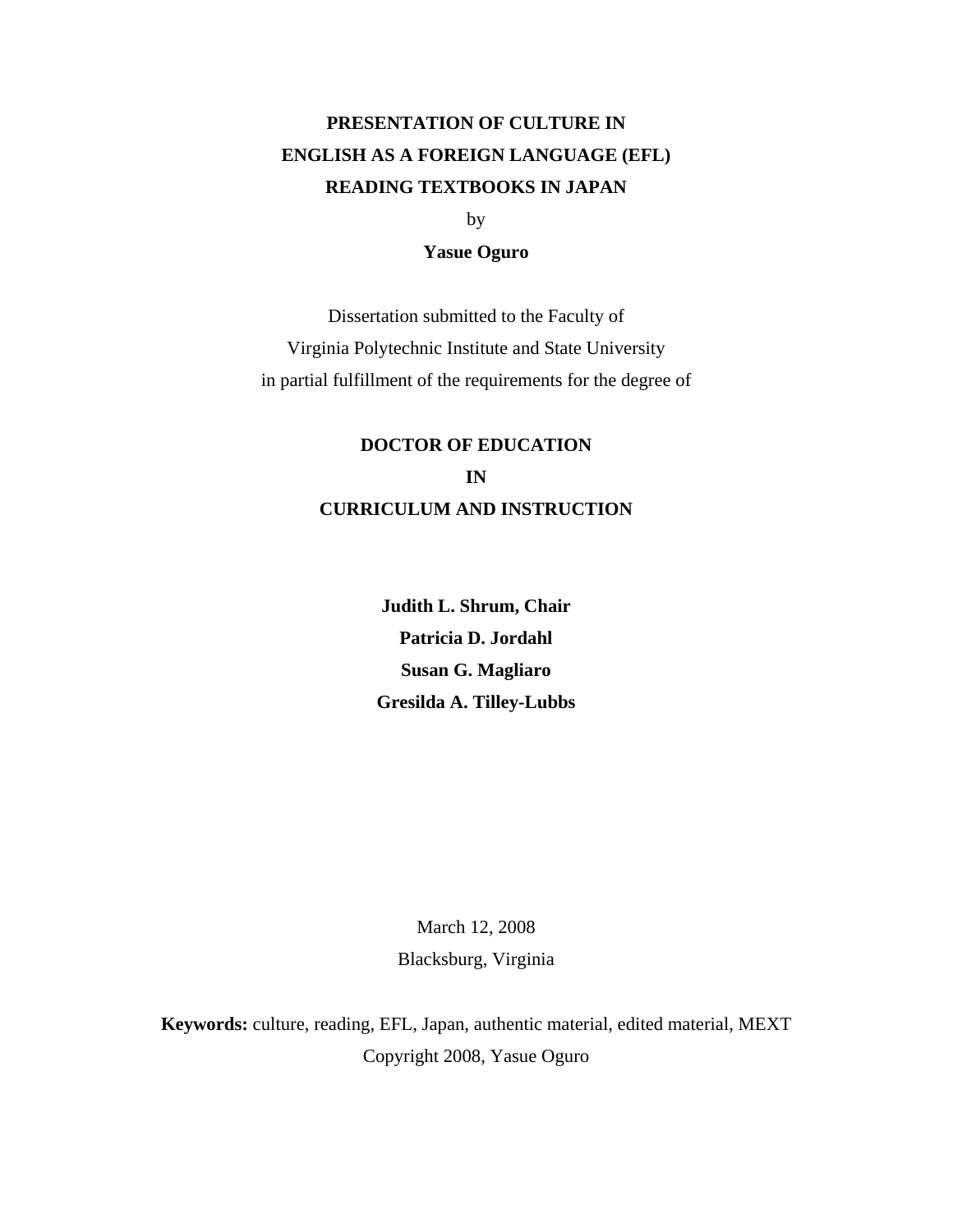# PRESENTATION OF CULTURE IN ENGLISH AS A FOREIGN LANGUAGE (EFL) READING TEXTBOOKS IN JAPAN

by

**Yasue Oguro**

Dissertation submitted to the Faculty of
Virginia Polytechnic Institute and State University
in partial fulfillment of the requirements for the degree of

**DOCTOR OF EDUCATION**
**IN**
**CURRICULUM AND INSTRUCTION**

**Judith L. Shrum, Chair**
**Patricia D. Jordahl**
**Susan G. Magliaro**
**Gresilda A. Tilley-Lubbs**

March 12, 2008
Blacksburg, Virginia

**Keywords:** culture, reading, EFL, Japan, authentic material, edited material, MEXT
Copyright 2008, Yasue Oguro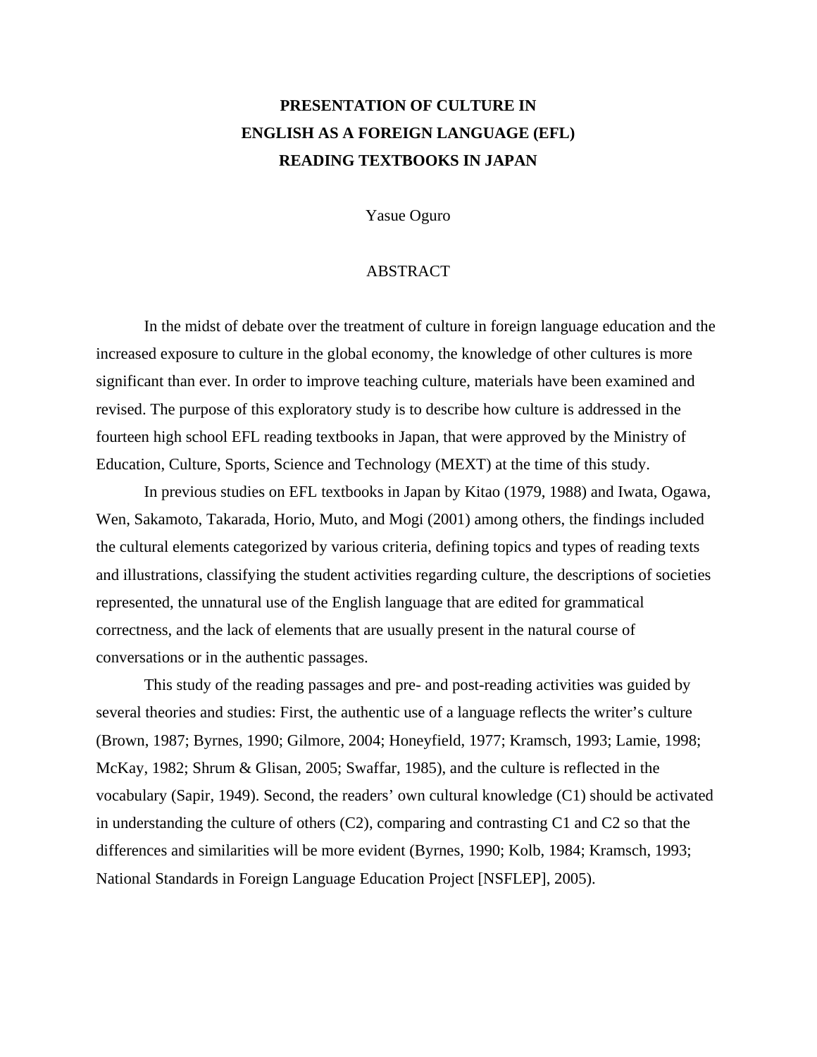# PRESENTATION OF CULTURE IN ENGLISH AS A FOREIGN LANGUAGE (EFL) READING TEXTBOOKS IN JAPAN

Yasue Oguro

## ABSTRACT

In the midst of debate over the treatment of culture in foreign language education and the increased exposure to culture in the global economy, the knowledge of other cultures is more significant than ever. In order to improve teaching culture, materials have been examined and revised. The purpose of this exploratory study is to describe how culture is addressed in the fourteen high school EFL reading textbooks in Japan, that were approved by the Ministry of Education, Culture, Sports, Science and Technology (MEXT) at the time of this study.

In previous studies on EFL textbooks in Japan by Kitao (1979, 1988) and Iwata, Ogawa, Wen, Sakamoto, Takarada, Horio, Muto, and Mogi (2001) among others, the findings included the cultural elements categorized by various criteria, defining topics and types of reading texts and illustrations, classifying the student activities regarding culture, the descriptions of societies represented, the unnatural use of the English language that are edited for grammatical correctness, and the lack of elements that are usually present in the natural course of conversations or in the authentic passages.

This study of the reading passages and pre- and post-reading activities was guided by several theories and studies: First, the authentic use of a language reflects the writer's culture (Brown, 1987; Byrnes, 1990; Gilmore, 2004; Honeyfield, 1977; Kramsch, 1993; Lamie, 1998; McKay, 1982; Shrum & Glisan, 2005; Swaffar, 1985), and the culture is reflected in the vocabulary (Sapir, 1949). Second, the readers' own cultural knowledge (C1) should be activated in understanding the culture of others (C2), comparing and contrasting C1 and C2 so that the differences and similarities will be more evident (Byrnes, 1990; Kolb, 1984; Kramsch, 1993; National Standards in Foreign Language Education Project [NSFLEP], 2005).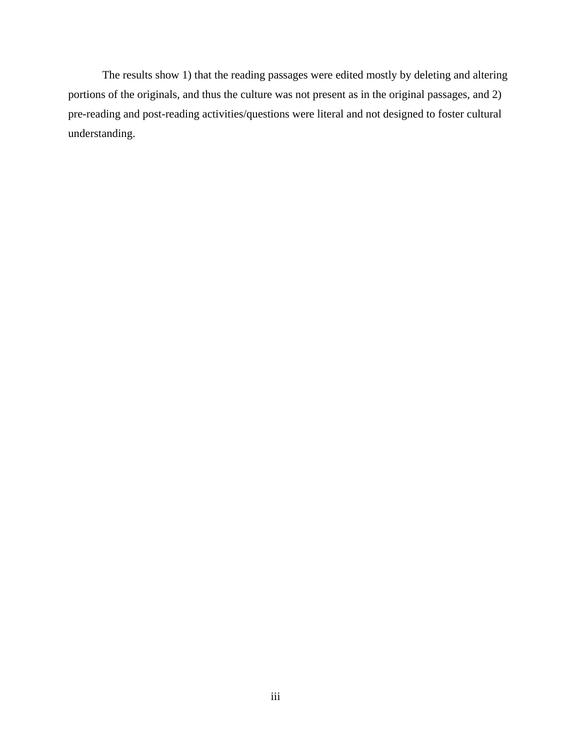The results show 1) that the reading passages were edited mostly by deleting and altering portions of the originals, and thus the culture was not present as in the original passages, and 2) pre-reading and post-reading activities/questions were literal and not designed to foster cultural understanding.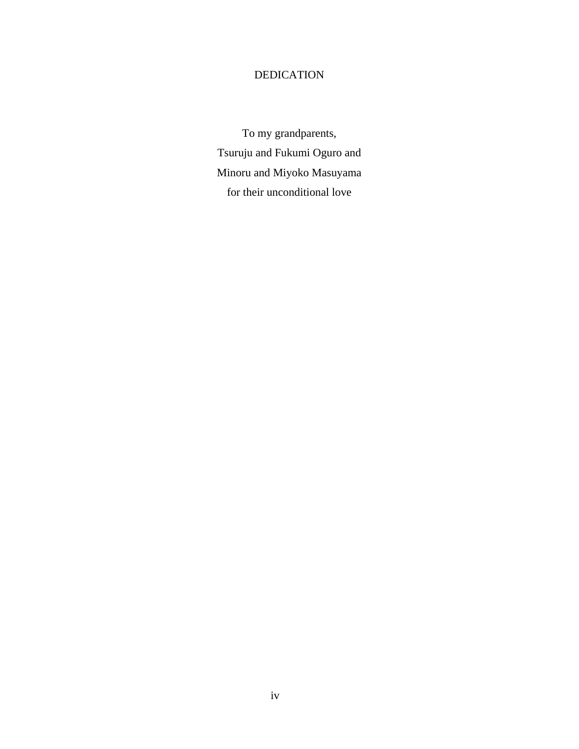# DEDICATION

To my grandparents,

Tsuruju and Fukumi Oguro and

Minoru and Miyoko Masuyama

for their unconditional love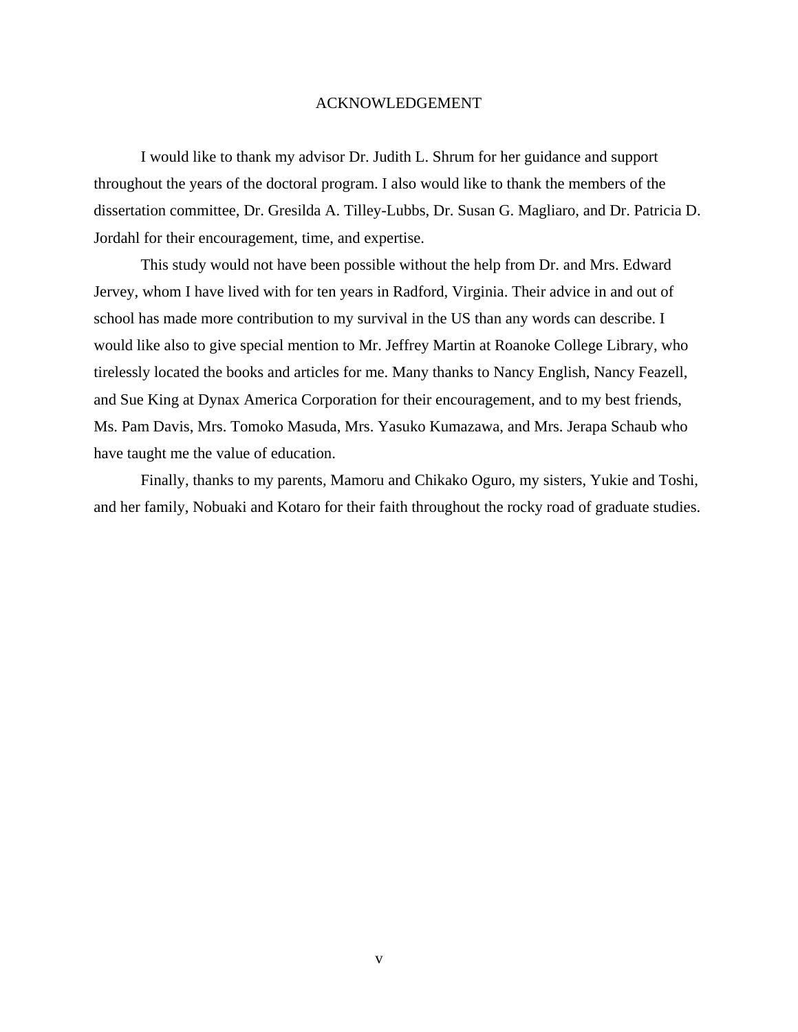# ACKNOWLEDGEMENT

I would like to thank my advisor Dr. Judith L. Shrum for her guidance and support throughout the years of the doctoral program. I also would like to thank the members of the dissertation committee, Dr. Gresilda A. Tilley-Lubbs, Dr. Susan G. Magliaro, and Dr. Patricia D. Jordahl for their encouragement, time, and expertise.

This study would not have been possible without the help from Dr. and Mrs. Edward Jervey, whom I have lived with for ten years in Radford, Virginia. Their advice in and out of school has made more contribution to my survival in the US than any words can describe. I would like also to give special mention to Mr. Jeffrey Martin at Roanoke College Library, who tirelessly located the books and articles for me. Many thanks to Nancy English, Nancy Feazell, and Sue King at Dynax America Corporation for their encouragement, and to my best friends, Ms. Pam Davis, Mrs. Tomoko Masuda, Mrs. Yasuko Kumazawa, and Mrs. Jerapa Schaub who have taught me the value of education.

Finally, thanks to my parents, Mamoru and Chikako Oguro, my sisters, Yukie and Toshi, and her family, Nobuaki and Kotaro for their faith throughout the rocky road of graduate studies.